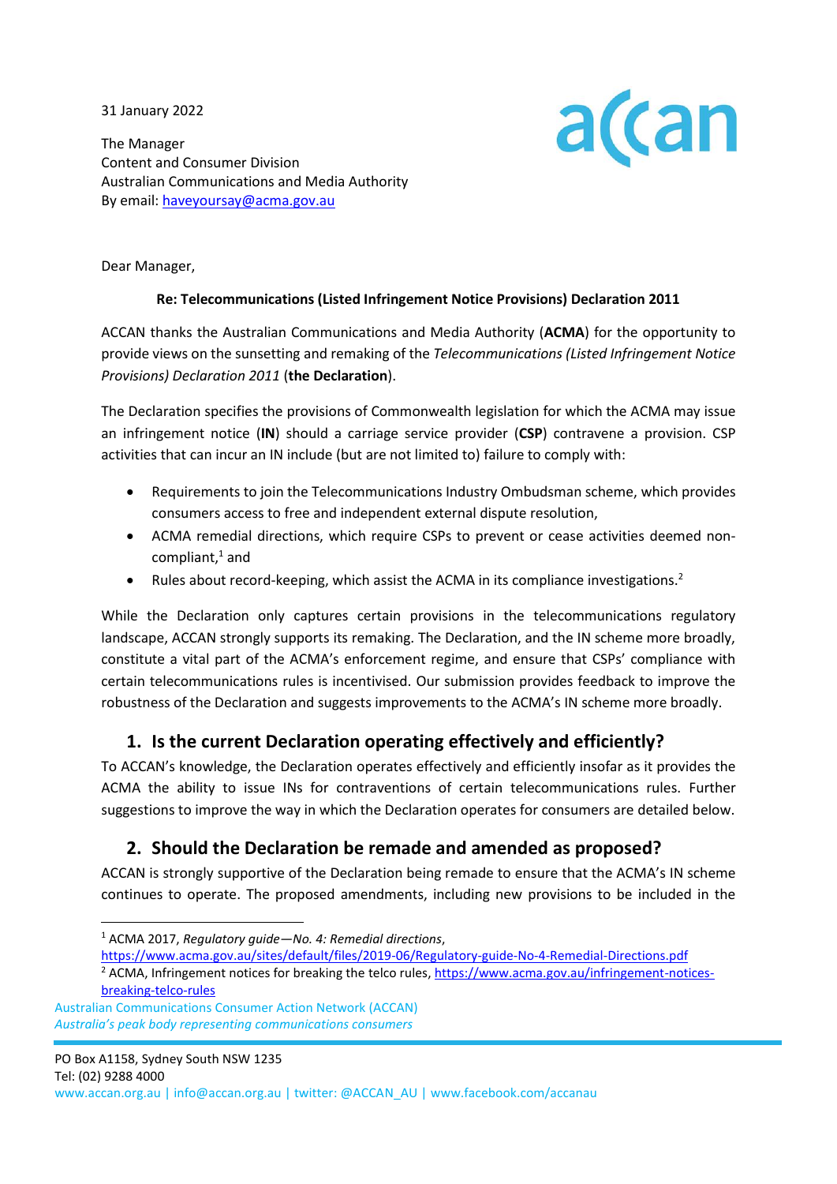31 January 2022

The Manager
Content and Consumer Division
Australian Communications and Media Authority
By email: haveyoursay@acma.gov.au

Dear Manager,

**Re: Telecommunications (Listed Infringement Notice Provisions) Declaration 2011**

ACCAN thanks the Australian Communications and Media Authority (**ACMA**) for the opportunity to provide views on the sunsetting and remaking of the *Telecommunications (Listed Infringement Notice Provisions) Declaration 2011* (**the Declaration**).

The Declaration specifies the provisions of Commonwealth legislation for which the ACMA may issue an infringement notice (**IN**) should a carriage service provider (**CSP**) contravene a provision. CSP activities that can incur an IN include (but are not limited to) failure to comply with:

- Requirements to join the Telecommunications Industry Ombudsman scheme, which provides consumers access to free and independent external dispute resolution,
- ACMA remedial directions, which require CSPs to prevent or cease activities deemed non-compliant,[1] and
- Rules about record-keeping, which assist the ACMA in its compliance investigations.[2]

While the Declaration only captures certain provisions in the telecommunications regulatory landscape, ACCAN strongly supports its remaking. The Declaration, and the IN scheme more broadly, constitute a vital part of the ACMA's enforcement regime, and ensure that CSPs' compliance with certain telecommunications rules is incentivised. Our submission provides feedback to improve the robustness of the Declaration and suggests improvements to the ACMA's IN scheme more broadly.

## 1. Is the current Declaration operating effectively and efficiently?

To ACCAN's knowledge, the Declaration operates effectively and efficiently insofar as it provides the ACMA the ability to issue INs for contraventions of certain telecommunications rules. Further suggestions to improve the way in which the Declaration operates for consumers are detailed below.

## 2. Should the Declaration be remade and amended as proposed?

ACCAN is strongly supportive of the Declaration being remade to ensure that the ACMA's IN scheme continues to operate. The proposed amendments, including new provisions to be included in the

[1] ACMA 2017, *Regulatory guide—No. 4: Remedial directions*, https://www.acma.gov.au/sites/default/files/2019-06/Regulatory-guide-No-4-Remedial-Directions.pdf

[2] ACMA, Infringement notices for breaking the telco rules, https://www.acma.gov.au/infringement-notices-breaking-telco-rules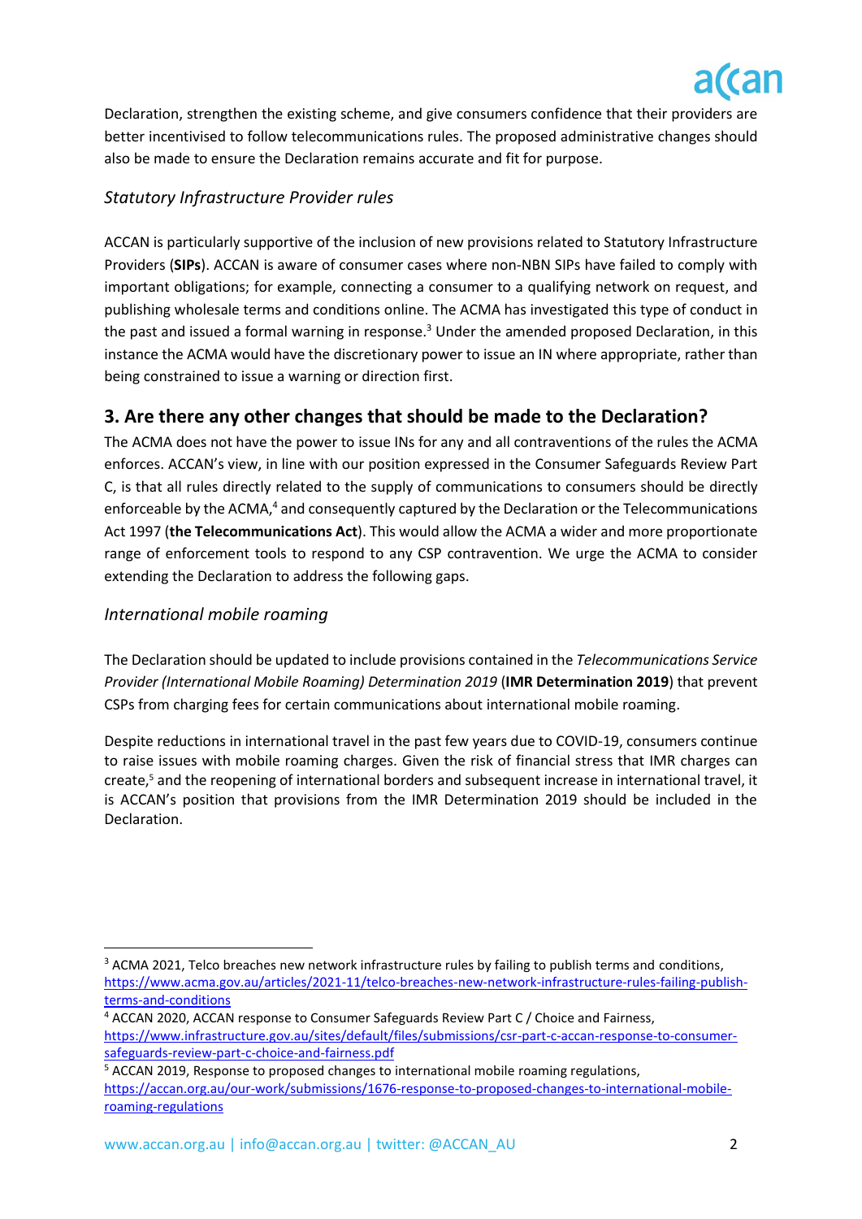Declaration, strengthen the existing scheme, and give consumers confidence that their providers are better incentivised to follow telecommunications rules. The proposed administrative changes should also be made to ensure the Declaration remains accurate and fit for purpose.

### *Statutory Infrastructure Provider rules*

ACCAN is particularly supportive of the inclusion of new provisions related to Statutory Infrastructure Providers (**SIPs**). ACCAN is aware of consumer cases where non-NBN SIPs have failed to comply with important obligations; for example, connecting a consumer to a qualifying network on request, and publishing wholesale terms and conditions online. The ACMA has investigated this type of conduct in the past and issued a formal warning in response.[3] Under the amended proposed Declaration, in this instance the ACMA would have the discretionary power to issue an IN where appropriate, rather than being constrained to issue a warning or direction first.

## 3. Are there any other changes that should be made to the Declaration?

The ACMA does not have the power to issue INs for any and all contraventions of the rules the ACMA enforces. ACCAN's view, in line with our position expressed in the Consumer Safeguards Review Part C, is that all rules directly related to the supply of communications to consumers should be directly enforceable by the ACMA,[4] and consequently captured by the Declaration or the Telecommunications Act 1997 (**the Telecommunications Act**). This would allow the ACMA a wider and more proportionate range of enforcement tools to respond to any CSP contravention. We urge the ACMA to consider extending the Declaration to address the following gaps.

### *International mobile roaming*

The Declaration should be updated to include provisions contained in the *Telecommunications Service Provider (International Mobile Roaming) Determination 2019* (**IMR Determination 2019**) that prevent CSPs from charging fees for certain communications about international mobile roaming.

Despite reductions in international travel in the past few years due to COVID-19, consumers continue to raise issues with mobile roaming charges. Given the risk of financial stress that IMR charges can create,[5] and the reopening of international borders and subsequent increase in international travel, it is ACCAN's position that provisions from the IMR Determination 2019 should be included in the Declaration.

---

[3] ACMA 2021, Telco breaches new network infrastructure rules by failing to publish terms and conditions, https://www.acma.gov.au/articles/2021-11/telco-breaches-new-network-infrastructure-rules-failing-publish-terms-and-conditions

[4] ACCAN 2020, ACCAN response to Consumer Safeguards Review Part C / Choice and Fairness, https://www.infrastructure.gov.au/sites/default/files/submissions/csr-part-c-accan-response-to-consumer-safeguards-review-part-c-choice-and-fairness.pdf

[5] ACCAN 2019, Response to proposed changes to international mobile roaming regulations, https://accan.org.au/our-work/submissions/1676-response-to-proposed-changes-to-international-mobile-roaming-regulations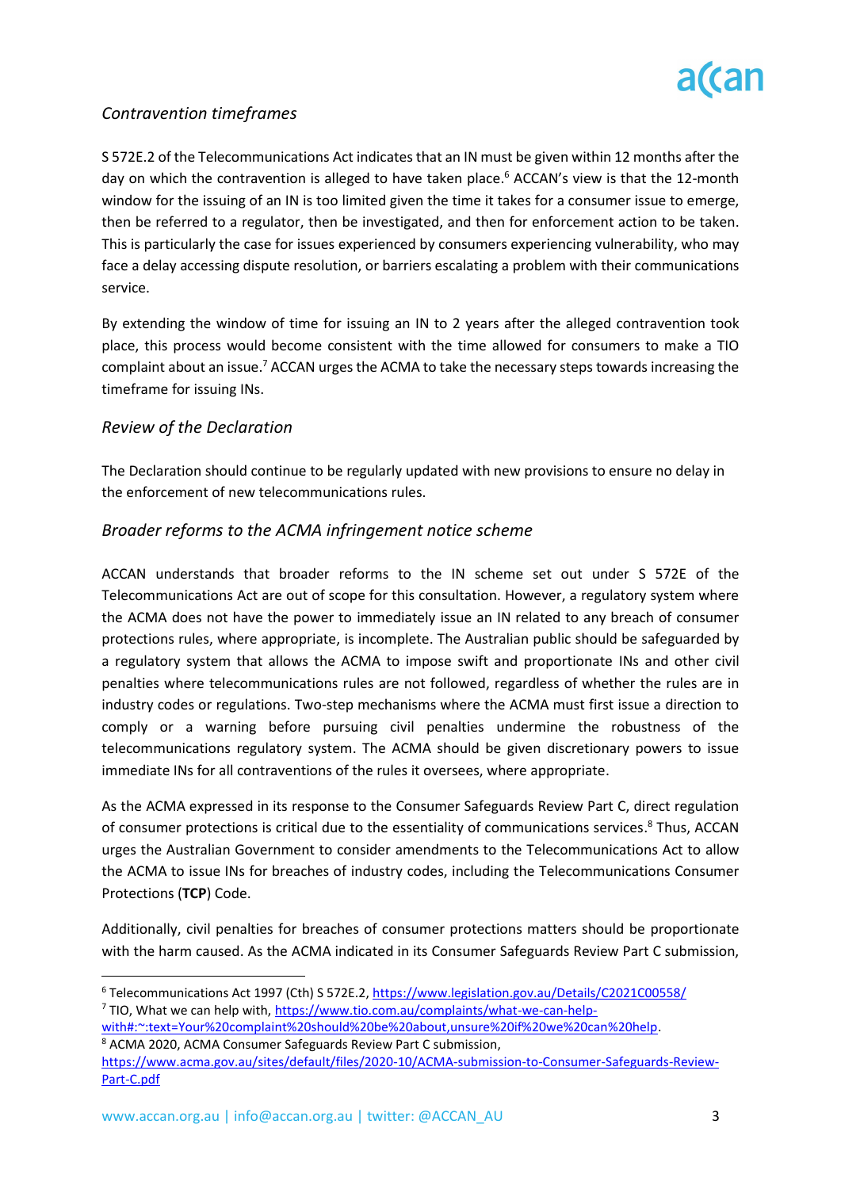### *Contravention timeframes*

S 572E.2 of the Telecommunications Act indicates that an IN must be given within 12 months after the day on which the contravention is alleged to have taken place.[6] ACCAN's view is that the 12-month window for the issuing of an IN is too limited given the time it takes for a consumer issue to emerge, then be referred to a regulator, then be investigated, and then for enforcement action to be taken. This is particularly the case for issues experienced by consumers experiencing vulnerability, who may face a delay accessing dispute resolution, or barriers escalating a problem with their communications service.

By extending the window of time for issuing an IN to 2 years after the alleged contravention took place, this process would become consistent with the time allowed for consumers to make a TIO complaint about an issue.[7] ACCAN urges the ACMA to take the necessary steps towards increasing the timeframe for issuing INs.

### *Review of the Declaration*

The Declaration should continue to be regularly updated with new provisions to ensure no delay in the enforcement of new telecommunications rules.

### *Broader reforms to the ACMA infringement notice scheme*

ACCAN understands that broader reforms to the IN scheme set out under S 572E of the Telecommunications Act are out of scope for this consultation. However, a regulatory system where the ACMA does not have the power to immediately issue an IN related to any breach of consumer protections rules, where appropriate, is incomplete. The Australian public should be safeguarded by a regulatory system that allows the ACMA to impose swift and proportionate INs and other civil penalties where telecommunications rules are not followed, regardless of whether the rules are in industry codes or regulations. Two-step mechanisms where the ACMA must first issue a direction to comply or a warning before pursuing civil penalties undermine the robustness of the telecommunications regulatory system. The ACMA should be given discretionary powers to issue immediate INs for all contraventions of the rules it oversees, where appropriate.

As the ACMA expressed in its response to the Consumer Safeguards Review Part C, direct regulation of consumer protections is critical due to the essentiality of communications services.[8] Thus, ACCAN urges the Australian Government to consider amendments to the Telecommunications Act to allow the ACMA to issue INs for breaches of industry codes, including the Telecommunications Consumer Protections (**TCP**) Code.

Additionally, civil penalties for breaches of consumer protections matters should be proportionate with the harm caused. As the ACMA indicated in its Consumer Safeguards Review Part C submission,

---

[6] Telecommunications Act 1997 (Cth) S 572E.2, https://www.legislation.gov.au/Details/C2021C00558/

[7] TIO, What we can help with, https://www.tio.com.au/complaints/what-we-can-help-with#:~:text=Your%20complaint%20should%20be%20about,unsure%20if%20we%20can%20help.

[8] ACMA 2020, ACMA Consumer Safeguards Review Part C submission, https://www.acma.gov.au/sites/default/files/2020-10/ACMA-submission-to-Consumer-Safeguards-Review-Part-C.pdf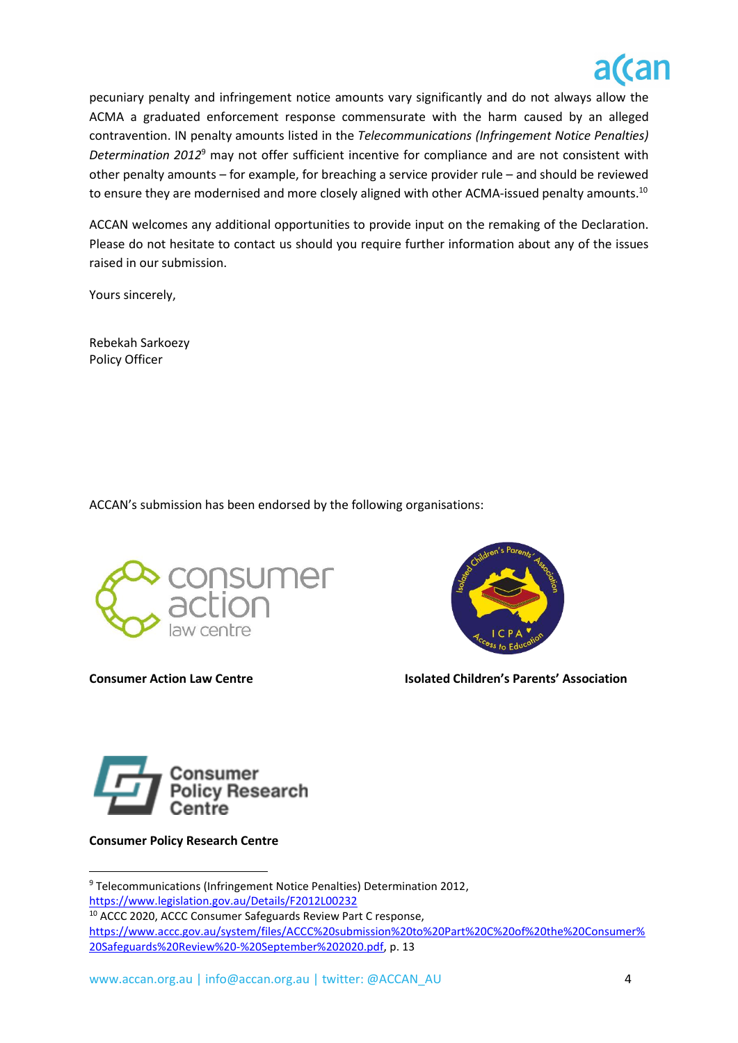pecuniary penalty and infringement notice amounts vary significantly and do not always allow the ACMA a graduated enforcement response commensurate with the harm caused by an alleged contravention. IN penalty amounts listed in the *Telecommunications (Infringement Notice Penalties) Determination 2012*[9] may not offer sufficient incentive for compliance and are not consistent with other penalty amounts – for example, for breaching a service provider rule – and should be reviewed to ensure they are modernised and more closely aligned with other ACMA-issued penalty amounts.[10]

ACCAN welcomes any additional opportunities to provide input on the remaking of the Declaration. Please do not hesitate to contact us should you require further information about any of the issues raised in our submission.

Yours sincerely,

Rebekah Sarkoezy
Policy Officer

ACCAN's submission has been endorsed by the following organisations:

**Consumer Action Law Centre**

**Isolated Children's Parents' Association**

**Consumer Policy Research Centre**

---

[9] Telecommunications (Infringement Notice Penalties) Determination 2012, https://www.legislation.gov.au/Details/F2012L00232

[10] ACCC 2020, ACCC Consumer Safeguards Review Part C response, https://www.accc.gov.au/system/files/ACCC%20submission%20to%20Part%20C%20of%20the%20Consumer%20Safeguards%20Review%20-%20September%202020.pdf, p. 13